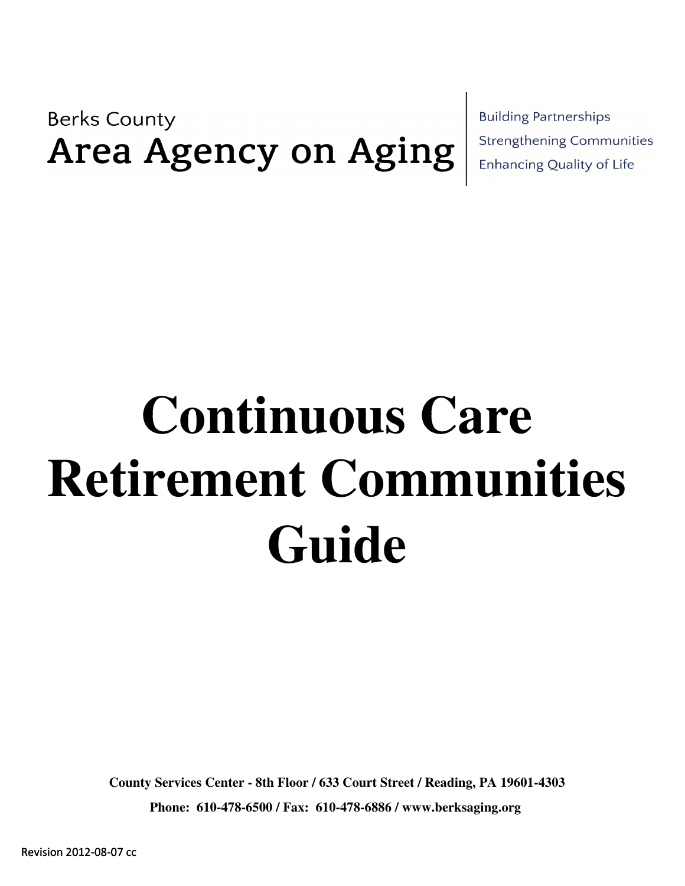Berks County
**Area Agency on Aging**

Building Partnerships
Strengthening Communities
Enhancing Quality of Life

# Continuous Care Retirement Communities Guide

**County Services Center - 8th Floor / 633 Court Street / Reading, PA 19601-4303**

**Phone: 610-478-6500 / Fax: 610-478-6886 / www.berksaging.org**

Revision 2012-08-07 cc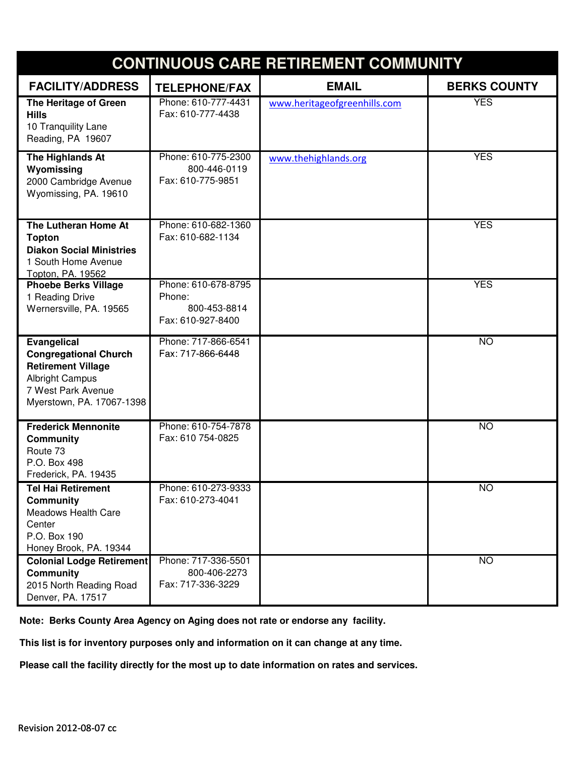# CONTINUOUS CARE RETIREMENT COMMUNITY

| FACILITY/ADDRESS | TELEPHONE/FAX | EMAIL | BERKS COUNTY |
|---|---|---|---|
| **The Heritage of Green Hills**<br>10 Tranquility Lane<br>Reading, PA 19607 | Phone: 610-777-4431<br>Fax: 610-777-4438 | www.heritageofgreenhills.com | YES |
| **The Highlands At Wyomissing**<br>2000 Cambridge Avenue<br>Wyomissing, PA. 19610 | Phone: 610-775-2300<br>800-446-0119<br>Fax: 610-775-9851 | www.thehighlands.org | YES |
| **The Lutheran Home At Topton**<br>**Diakon Social Ministries**<br>1 South Home Avenue<br>Topton, PA. 19562 | Phone: 610-682-1360<br>Fax: 610-682-1134 | | YES |
| **Phoebe Berks Village**<br>1 Reading Drive<br>Wernersville, PA. 19565 | Phone: 610-678-8795<br>Phone:<br>800-453-8814<br>Fax: 610-927-8400 | | YES |
| **Evangelical Congregational Church Retirement Village**<br>Albright Campus<br>7 West Park Avenue<br>Myerstown, PA. 17067-1398 | Phone: 717-866-6541<br>Fax: 717-866-6448 | | NO |
| **Frederick Mennonite Community**<br>Route 73<br>P.O. Box 498<br>Frederick, PA. 19435 | Phone: 610-754-7878<br>Fax: 610 754-0825 | | NO |
| **Tel Hai Retirement Community**<br>Meadows Health Care Center<br>P.O. Box 190<br>Honey Brook, PA. 19344 | Phone: 610-273-9333<br>Fax: 610-273-4041 | | NO |
| **Colonial Lodge Retirement Community**<br>2015 North Reading Road<br>Denver, PA. 17517 | Phone: 717-336-5501<br>800-406-2273<br>Fax: 717-336-3229 | | NO |

**Note: Berks County Area Agency on Aging does not rate or endorse any facility.**

**This list is for inventory purposes only and information on it can change at any time.**

**Please call the facility directly for the most up to date information on rates and services.**

Revision 2012-08-07 cc